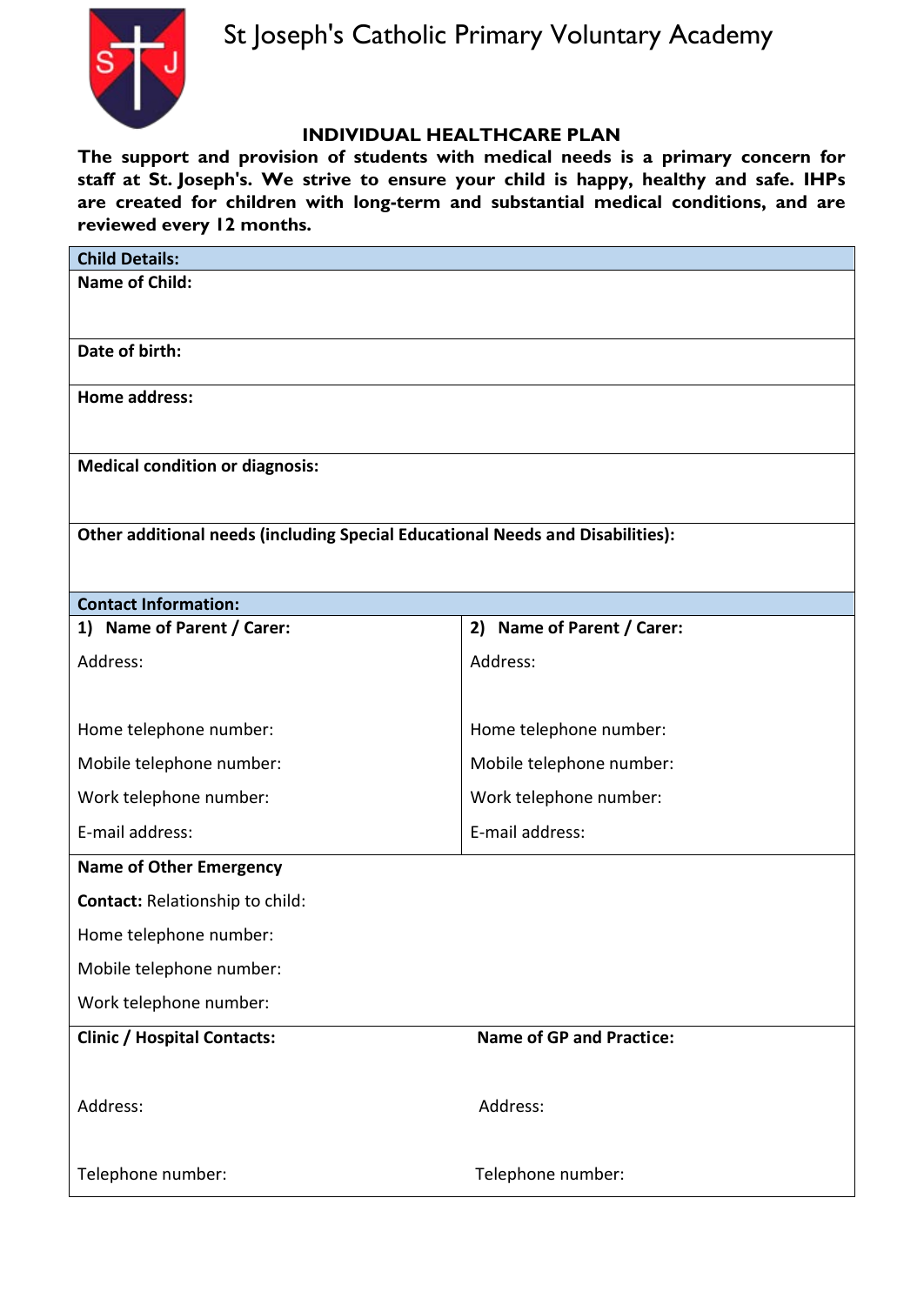# St Joseph's Catholic Primary Voluntary Academy

## INDIVIDUAL HEALTHCARE PLAN

**The support and provision of students with medical needs is a primary concern for staff at St. Joseph's. We strive to ensure your child is happy, healthy and safe. IHPs are created for children with long-term and substantial medical conditions, and are reviewed every 12 months.**

| **Child Details:** | |
|---|---|
| **Name of Child:** | |
| **Date of birth:** | |
| **Home address:** | |
| **Medical condition or diagnosis:** | |
| **Other additional needs (including Special Educational Needs and Disabilities):** | |
| **Contact Information:** | |
| **1) Name of Parent / Carer:**<br><br>Address:<br><br>Home telephone number:<br>Mobile telephone number:<br>Work telephone number:<br>E-mail address: | **2) Name of Parent / Carer:**<br><br>Address:<br><br>Home telephone number:<br>Mobile telephone number:<br>Work telephone number:<br>E-mail address: |
| **Name of Other Emergency Contact:** Relationship to child:<br>Home telephone number:<br>Mobile telephone number:<br>Work telephone number: | |
| **Clinic / Hospital Contacts:**<br><br>Address:<br><br>Telephone number: | **Name of GP and Practice:**<br><br>Address:<br><br>Telephone number: |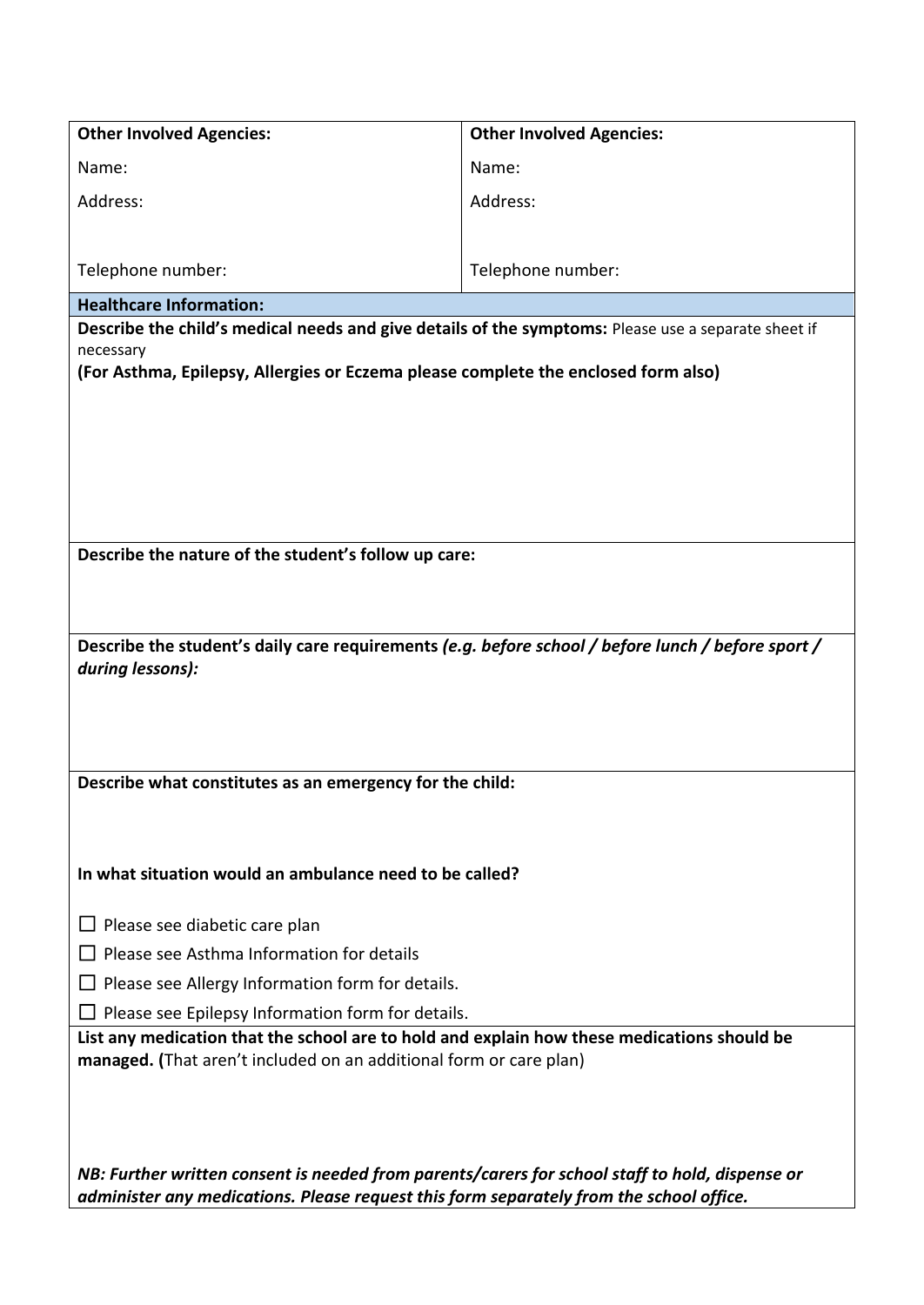| **Other Involved Agencies:** | **Other Involved Agencies:** |
|---|---|
| Name: | Name: |
| Address: | Address: |
| Telephone number: | Telephone number: |

**Healthcare Information:**

**Describe the child's medical needs and give details of the symptoms:** Please use a separate sheet if necessary
**(For Asthma, Epilepsy, Allergies or Eczema please complete the enclosed form also)**

**Describe the nature of the student's follow up care:**

**Describe the student's daily care requirements** ***(e.g. before school / before lunch / before sport / during lessons):***

**Describe what constitutes as an emergency for the child:**

**In what situation would an ambulance need to be called?**

☐ Please see diabetic care plan

☐ Please see Asthma Information for details

☐ Please see Allergy Information form for details.

☐ Please see Epilepsy Information form for details.

**List any medication that the school are to hold and explain how these medications should be managed. (**That aren't included on an additional form or care plan)

***NB: Further written consent is needed from parents/carers for school staff to hold, dispense or administer any medications. Please request this form separately from the school office.***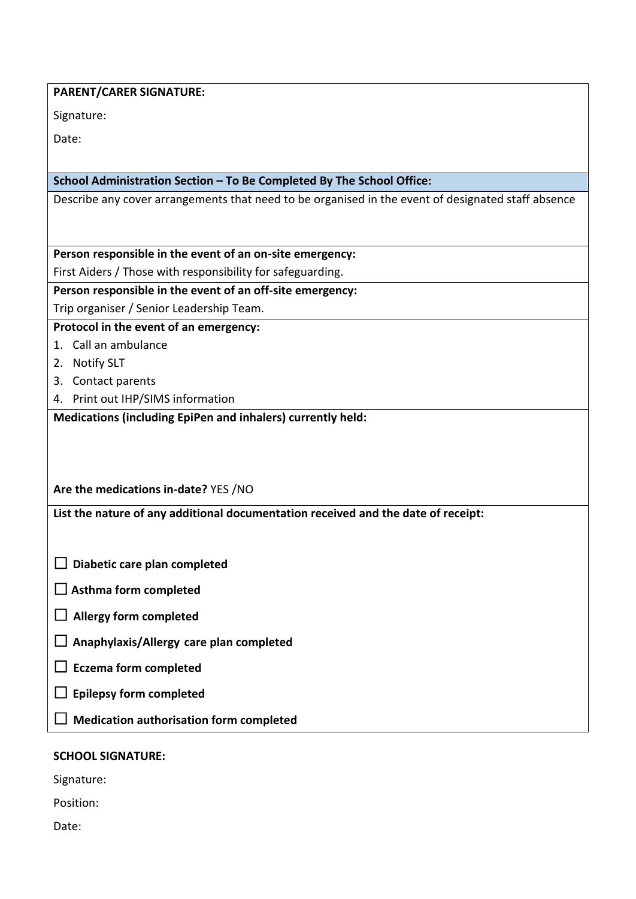**PARENT/CARER SIGNATURE:**

Signature:

Date:

**School Administration Section – To Be Completed By The School Office:**

Describe any cover arrangements that need to be organised in the event of designated staff absence

**Person responsible in the event of an on-site emergency:**

First Aiders / Those with responsibility for safeguarding.

**Person responsible in the event of an off-site emergency:**

Trip organiser / Senior Leadership Team.

**Protocol in the event of an emergency:**

1. Call an ambulance
2. Notify SLT
3. Contact parents
4. Print out IHP/SIMS information

**Medications (including EpiPen and inhalers) currently held:**

**Are the medications in-date?** YES /NO

**List the nature of any additional documentation received and the date of receipt:**

☐ **Diabetic care plan completed**

☐ **Asthma form completed**

☐ **Allergy form completed**

☐ **Anaphylaxis/Allergy care plan completed**

☐ **Eczema form completed**

☐ **Epilepsy form completed**

☐ **Medication authorisation form completed**

**SCHOOL SIGNATURE:**

Signature:

Position:

Date: